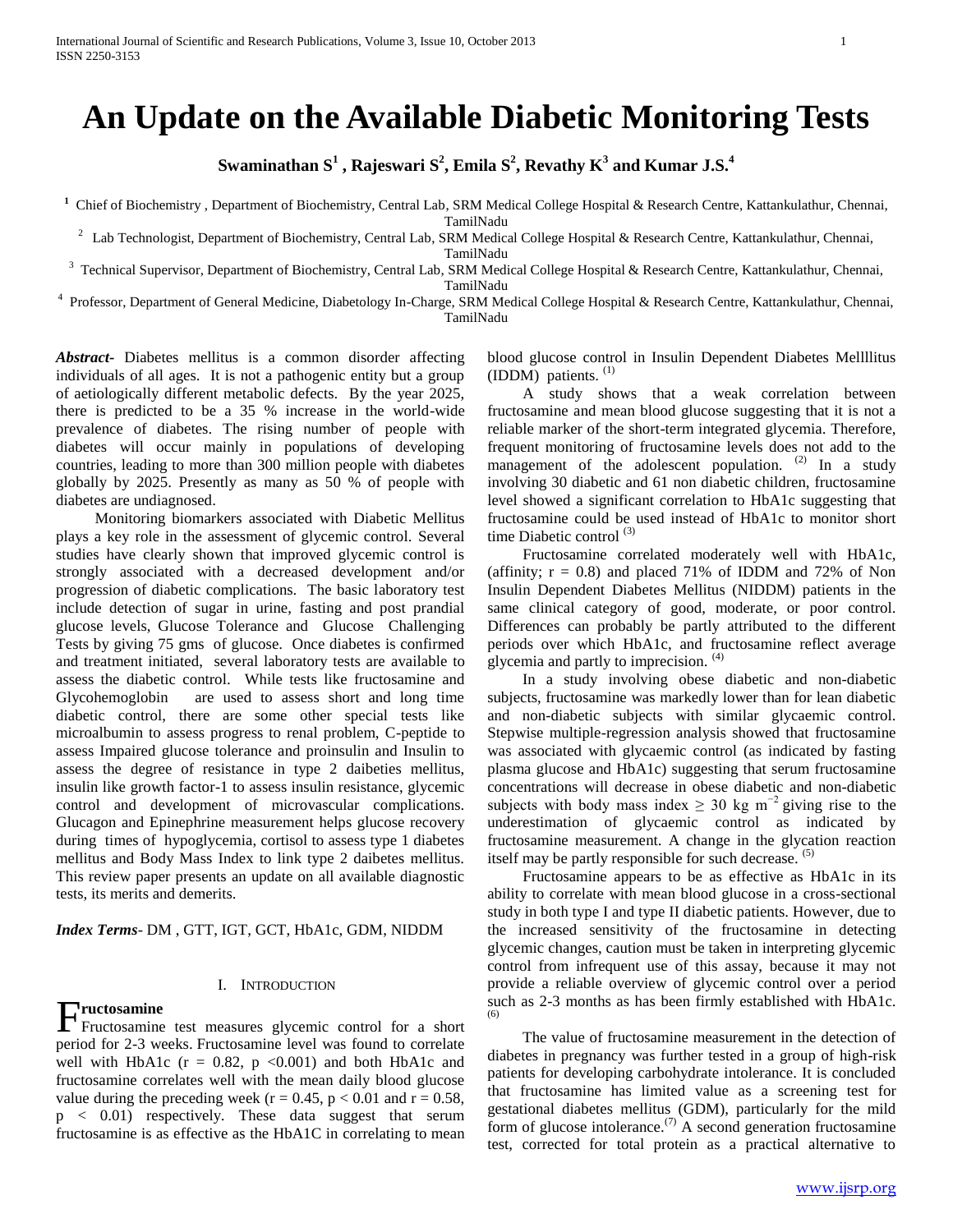# An Update on the Available Diabetic Monitoring Tests

**Swaminathan S[1] , Rajeswari S[2], Emila S[2], Revathy K[3] and Kumar J.S.[4]**

[1] Chief of Biochemistry , Department of Biochemistry, Central Lab, SRM Medical College Hospital & Research Centre, Kattankulathur, Chennai, TamilNadu

[2] Lab Technologist, Department of Biochemistry, Central Lab, SRM Medical College Hospital & Research Centre, Kattankulathur, Chennai, TamilNadu

[3] Technical Supervisor, Department of Biochemistry, Central Lab, SRM Medical College Hospital & Research Centre, Kattankulathur, Chennai, TamilNadu

[4] Professor, Department of General Medicine, Diabetology In-Charge, SRM Medical College Hospital & Research Centre, Kattankulathur, Chennai, TamilNadu

***Abstract-*** Diabetes mellitus is a common disorder affecting individuals of all ages. It is not a pathogenic entity but a group of aetiologically different metabolic defects. By the year 2025, there is predicted to be a 35 % increase in the world-wide prevalence of diabetes. The rising number of people with diabetes will occur mainly in populations of developing countries, leading to more than 300 million people with diabetes globally by 2025. Presently as many as 50 % of people with diabetes are undiagnosed.

Monitoring biomarkers associated with Diabetic Mellitus plays a key role in the assessment of glycemic control. Several studies have clearly shown that improved glycemic control is strongly associated with a decreased development and/or progression of diabetic complications. The basic laboratory test include detection of sugar in urine, fasting and post prandial glucose levels, Glucose Tolerance and Glucose Challenging Tests by giving 75 gms of glucose. Once diabetes is confirmed and treatment initiated, several laboratory tests are available to assess the diabetic control. While tests like fructosamine and Glycohemoglobin are used to assess short and long time diabetic control, there are some other special tests like microalbumin to assess progress to renal problem, C-peptide to assess Impaired glucose tolerance and proinsulin and Insulin to assess the degree of resistance in type 2 daibeties mellitus, insulin like growth factor-1 to assess insulin resistance, glycemic control and development of microvascular complications. Glucagon and Epinephrine measurement helps glucose recovery during times of hypoglycemia, cortisol to assess type 1 diabetes mellitus and Body Mass Index to link type 2 daibetes mellitus. This review paper presents an update on all available diagnostic tests, its merits and demerits.

***Index Terms-*** DM , GTT, IGT, GCT, HbA1c, GDM, NIDDM

## I. Introduction

### Fructosamine

Fructosamine test measures glycemic control for a short period for 2-3 weeks. Fructosamine level was found to correlate well with HbA1c ($r = 0.82$, $p < 0.001$) and both HbA1c and fructosamine correlates well with the mean daily blood glucose value during the preceding week ($r = 0.45$, $p < 0.01$ and $r = 0.58$, $p < 0.01$) respectively. These data suggest that serum fructosamine is as effective as the HbA1C in correlating to mean blood glucose control in Insulin Dependent Diabetes Mellllitus (IDDM) patients. [1]

A study shows that a weak correlation between fructosamine and mean blood glucose suggesting that it is not a reliable marker of the short-term integrated glycemia. Therefore, frequent monitoring of fructosamine levels does not add to the management of the adolescent population. [2] In a study involving 30 diabetic and 61 non diabetic children, fructosamine level showed a significant correlation to HbA1c suggesting that fructosamine could be used instead of HbA1c to monitor short time Diabetic control [3]

Fructosamine correlated moderately well with HbA1c, (affinity; $r = 0.8$) and placed 71% of IDDM and 72% of Non Insulin Dependent Diabetes Mellitus (NIDDM) patients in the same clinical category of good, moderate, or poor control. Differences can probably be partly attributed to the different periods over which HbA1c, and fructosamine reflect average glycemia and partly to imprecision. [4]

In a study involving obese diabetic and non-diabetic subjects, fructosamine was markedly lower than for lean diabetic and non-diabetic subjects with similar glycaemic control. Stepwise multiple-regression analysis showed that fructosamine was associated with glycaemic control (as indicated by fasting plasma glucose and HbA1c) suggesting that serum fructosamine concentrations will decrease in obese diabetic and non-diabetic subjects with body mass index $\geq 30$ kg $m^{-2}$ giving rise to the underestimation of glycaemic control as indicated by fructosamine measurement. A change in the glycation reaction itself may be partly responsible for such decrease. [5]

Fructosamine appears to be as effective as HbA1c in its ability to correlate with mean blood glucose in a cross-sectional study in both type I and type II diabetic patients. However, due to the increased sensitivity of the fructosamine in detecting glycemic changes, caution must be taken in interpreting glycemic control from infrequent use of this assay, because it may not provide a reliable overview of glycemic control over a period such as 2-3 months as has been firmly established with HbA1c. [6]

The value of fructosamine measurement in the detection of diabetes in pregnancy was further tested in a group of high-risk patients for developing carbohydrate intolerance. It is concluded that fructosamine has limited value as a screening test for gestational diabetes mellitus (GDM), particularly for the mild form of glucose intolerance.[7] A second generation fructosamine test, corrected for total protein as a practical alternative to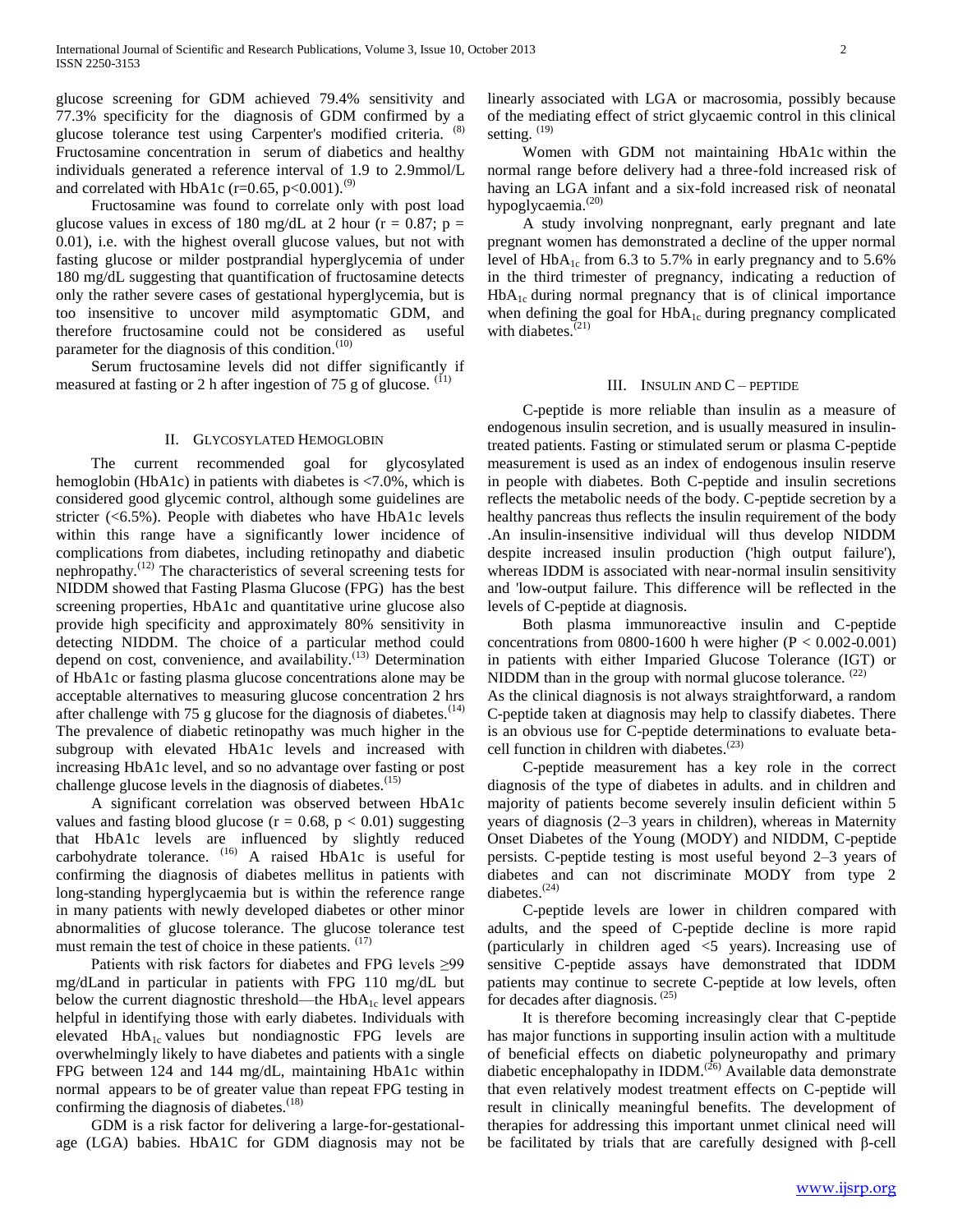glucose screening for GDM achieved 79.4% sensitivity and 77.3% specificity for the diagnosis of GDM confirmed by a glucose tolerance test using Carpenter's modified criteria. [8] Fructosamine concentration in serum of diabetics and healthy individuals generated a reference interval of 1.9 to 2.9mmol/L and correlated with HbA1c ($r=0.65$, $p<0.001$).[9]

Fructosamine was found to correlate only with post load glucose values in excess of 180 mg/dL at 2 hour ($r = 0.87$; $p = 0.01$), i.e. with the highest overall glucose values, but not with fasting glucose or milder postprandial hyperglycemia of under 180 mg/dL suggesting that quantification of fructosamine detects only the rather severe cases of gestational hyperglycemia, but is too insensitive to uncover mild asymptomatic GDM, and therefore fructosamine could not be considered as useful parameter for the diagnosis of this condition.[10]

Serum fructosamine levels did not differ significantly if measured at fasting or 2 h after ingestion of 75 g of glucose. [11]

## II. Glycosylated Hemoglobin

The current recommended goal for glycosylated hemoglobin (HbA1c) in patients with diabetes is <7.0%, which is considered good glycemic control, although some guidelines are stricter (<6.5%). People with diabetes who have HbA1c levels within this range have a significantly lower incidence of complications from diabetes, including retinopathy and diabetic nephropathy.[12] The characteristics of several screening tests for NIDDM showed that Fasting Plasma Glucose (FPG) has the best screening properties, HbA1c and quantitative urine glucose also provide high specificity and approximately 80% sensitivity in detecting NIDDM. The choice of a particular method could depend on cost, convenience, and availability.[13] Determination of HbA1c or fasting plasma glucose concentrations alone may be acceptable alternatives to measuring glucose concentration 2 hrs after challenge with 75 g glucose for the diagnosis of diabetes.[14] The prevalence of diabetic retinopathy was much higher in the subgroup with elevated HbA1c levels and increased with increasing HbA1c level, and so no advantage over fasting or post challenge glucose levels in the diagnosis of diabetes.[15]

A significant correlation was observed between HbA1c values and fasting blood glucose ($r = 0.68$, $p < 0.01$) suggesting that HbA1c levels are influenced by slightly reduced carbohydrate tolerance. [16] A raised HbA1c is useful for confirming the diagnosis of diabetes mellitus in patients with long-standing hyperglycaemia but is within the reference range in many patients with newly developed diabetes or other minor abnormalities of glucose tolerance. The glucose tolerance test must remain the test of choice in these patients. [17]

Patients with risk factors for diabetes and FPG levels ≥99 mg/dLand in particular in patients with FPG 110 mg/dL but below the current diagnostic threshold—the $HbA_{1c}$ level appears helpful in identifying those with early diabetes. Individuals with elevated $HbA_{1c}$ values but nondiagnostic FPG levels are overwhelmingly likely to have diabetes and patients with a single FPG between 124 and 144 mg/dL, maintaining HbA1c within normal appears to be of greater value than repeat FPG testing in confirming the diagnosis of diabetes.[18]

GDM is a risk factor for delivering a large-for-gestational-age (LGA) babies. HbA1C for GDM diagnosis may not be linearly associated with LGA or macrosomia, possibly because of the mediating effect of strict glycaemic control in this clinical setting. [19]

Women with GDM not maintaining HbA1c within the normal range before delivery had a three-fold increased risk of having an LGA infant and a six-fold increased risk of neonatal hypoglycaemia.[20]

A study involving nonpregnant, early pregnant and late pregnant women has demonstrated a decline of the upper normal level of $HbA_{1c}$ from 6.3 to 5.7% in early pregnancy and to 5.6% in the third trimester of pregnancy, indicating a reduction of $HbA_{1c}$ during normal pregnancy that is of clinical importance when defining the goal for $HbA_{1c}$ during pregnancy complicated with diabetes.[21]

## III. Insulin and C – peptide

C-peptide is more reliable than insulin as a measure of endogenous insulin secretion, and is usually measured in insulin-treated patients. Fasting or stimulated serum or plasma C-peptide measurement is used as an index of endogenous insulin reserve in people with diabetes. Both C-peptide and insulin secretions reflects the metabolic needs of the body. C-peptide secretion by a healthy pancreas thus reflects the insulin requirement of the body .An insulin-insensitive individual will thus develop NIDDM despite increased insulin production ('high output failure'), whereas IDDM is associated with near-normal insulin sensitivity and 'low-output failure. This difference will be reflected in the levels of C-peptide at diagnosis.

Both plasma immunoreactive insulin and C-peptide concentrations from 0800-1600 h were higher ($P < 0.002$-$0.001$) in patients with either Imparied Glucose Tolerance (IGT) or NIDDM than in the group with normal glucose tolerance. [22]

As the clinical diagnosis is not always straightforward, a random C-peptide taken at diagnosis may help to classify diabetes. There is an obvious use for C-peptide determinations to evaluate beta-cell function in children with diabetes.[23]

C-peptide measurement has a key role in the correct diagnosis of the type of diabetes in adults. and in children and majority of patients become severely insulin deficient within 5 years of diagnosis (2–3 years in children), whereas in Maternity Onset Diabetes of the Young (MODY) and NIDDM, C-peptide persists. C-peptide testing is most useful beyond 2–3 years of diabetes and can not discriminate MODY from type 2 diabetes.[24]

C-peptide levels are lower in children compared with adults, and the speed of C-peptide decline is more rapid (particularly in children aged <5 years). Increasing use of sensitive C-peptide assays have demonstrated that IDDM patients may continue to secrete C-peptide at low levels, often for decades after diagnosis. [25]

It is therefore becoming increasingly clear that C-peptide has major functions in supporting insulin action with a multitude of beneficial effects on diabetic polyneuropathy and primary diabetic encephalopathy in IDDM.[26] Available data demonstrate that even relatively modest treatment effects on C-peptide will result in clinically meaningful benefits. The development of therapies for addressing this important unmet clinical need will be facilitated by trials that are carefully designed with β-cell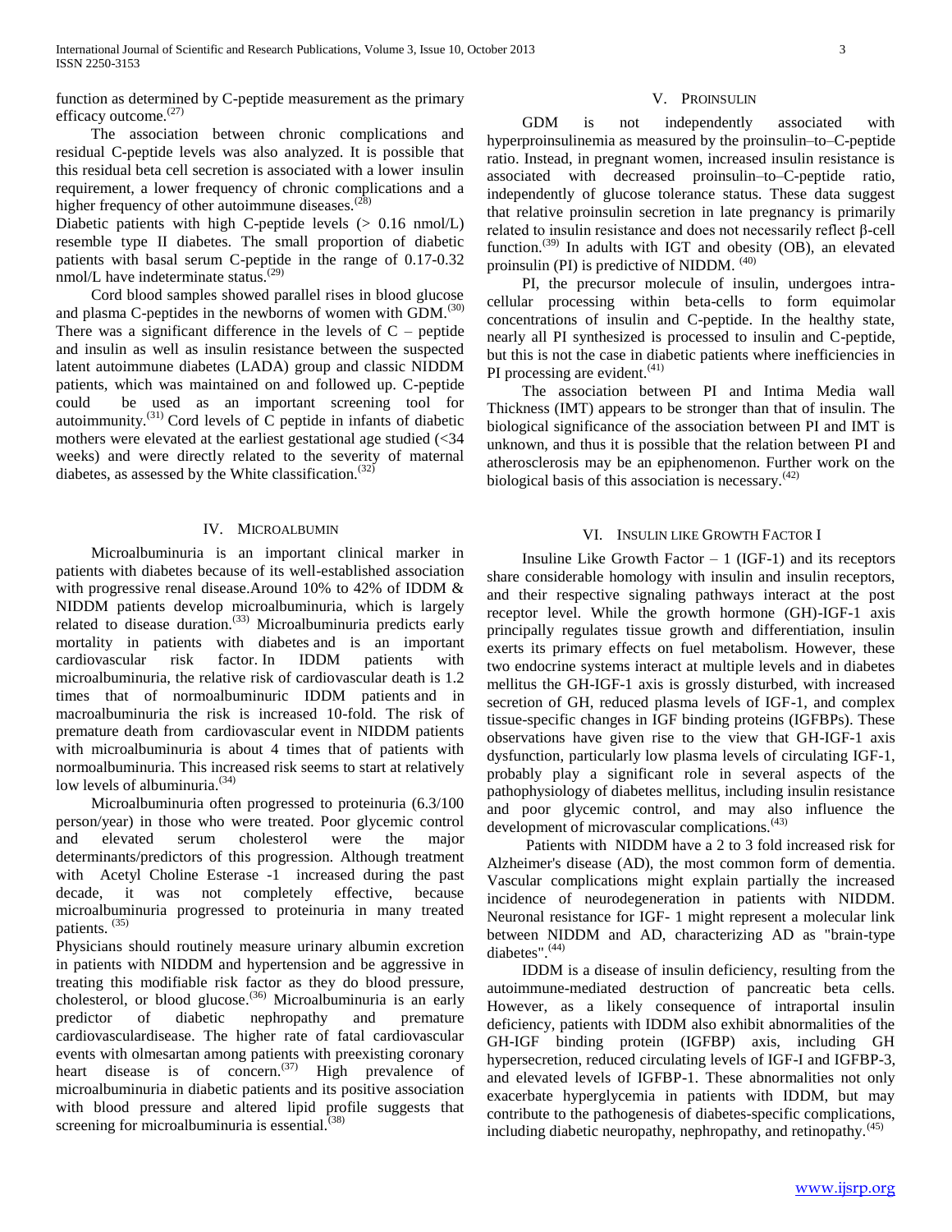function as determined by C-peptide measurement as the primary efficacy outcome.[27]

The association between chronic complications and residual C-peptide levels was also analyzed. It is possible that this residual beta cell secretion is associated with a lower insulin requirement, a lower frequency of chronic complications and a higher frequency of other autoimmune diseases.[28]

Diabetic patients with high C-peptide levels (> 0.16 nmol/L) resemble type II diabetes. The small proportion of diabetic patients with basal serum C-peptide in the range of 0.17-0.32 nmol/L have indeterminate status.[29]

Cord blood samples showed parallel rises in blood glucose and plasma C-peptides in the newborns of women with GDM.[30] There was a significant difference in the levels of C – peptide and insulin as well as insulin resistance between the suspected latent autoimmune diabetes (LADA) group and classic NIDDM patients, which was maintained on and followed up. C-peptide could be used as an important screening tool for autoimmunity.[31] Cord levels of C peptide in infants of diabetic mothers were elevated at the earliest gestational age studied (<34 weeks) and were directly related to the severity of maternal diabetes, as assessed by the White classification.[32]

## IV. Microalbumin

Microalbuminuria is an important clinical marker in patients with diabetes because of its well-established association with progressive renal disease.Around 10% to 42% of IDDM & NIDDM patients develop microalbuminuria, which is largely related to disease duration.[33] Microalbuminuria predicts early mortality in patients with diabetes and is an important cardiovascular risk factor. In IDDM patients with microalbuminuria, the relative risk of cardiovascular death is 1.2 times that of normoalbuminuric IDDM patients and in macroalbuminuria the risk is increased 10-fold. The risk of premature death from cardiovascular event in NIDDM patients with microalbuminuria is about 4 times that of patients with normoalbuminuria. This increased risk seems to start at relatively low levels of albuminuria.[34]

Microalbuminuria often progressed to proteinuria (6.3/100 person/year) in those who were treated. Poor glycemic control and elevated serum cholesterol were the major determinants/predictors of this progression. Although treatment with Acetyl Choline Esterase -1 increased during the past decade, it was not completely effective, because microalbuminuria progressed to proteinuria in many treated patients. [35]

Physicians should routinely measure urinary albumin excretion in patients with NIDDM and hypertension and be aggressive in treating this modifiable risk factor as they do blood pressure, cholesterol, or blood glucose.[36] Microalbuminuria is an early predictor of diabetic nephropathy and premature cardiovasculardisease. The higher rate of fatal cardiovascular events with olmesartan among patients with preexisting coronary heart disease is of concern.[37] High prevalence of microalbuminuria in diabetic patients and its positive association with blood pressure and altered lipid profile suggests that screening for microalbuminuria is essential.[38]

## V. Proinsulin

GDM is not independently associated with hyperproinsulinemia as measured by the proinsulin–to–C-peptide ratio. Instead, in pregnant women, increased insulin resistance is associated with decreased proinsulin–to–C-peptide ratio, independently of glucose tolerance status. These data suggest that relative proinsulin secretion in late pregnancy is primarily related to insulin resistance and does not necessarily reflect β-cell function.[39] In adults with IGT and obesity (OB), an elevated proinsulin (PI) is predictive of NIDDM. [40]

PI, the precursor molecule of insulin, undergoes intra-cellular processing within beta-cells to form equimolar concentrations of insulin and C-peptide. In the healthy state, nearly all PI synthesized is processed to insulin and C-peptide, but this is not the case in diabetic patients where inefficiencies in PI processing are evident.[41]

The association between PI and Intima Media wall Thickness (IMT) appears to be stronger than that of insulin. The biological significance of the association between PI and IMT is unknown, and thus it is possible that the relation between PI and atherosclerosis may be an epiphenomenon. Further work on the biological basis of this association is necessary.[42]

## VI. Insulin like Growth Factor I

Insuline Like Growth Factor – 1 (IGF-1) and its receptors share considerable homology with insulin and insulin receptors, and their respective signaling pathways interact at the post receptor level. While the growth hormone (GH)-IGF-1 axis principally regulates tissue growth and differentiation, insulin exerts its primary effects on fuel metabolism. However, these two endocrine systems interact at multiple levels and in diabetes mellitus the GH-IGF-1 axis is grossly disturbed, with increased secretion of GH, reduced plasma levels of IGF-1, and complex tissue-specific changes in IGF binding proteins (IGFBPs). These observations have given rise to the view that GH-IGF-1 axis dysfunction, particularly low plasma levels of circulating IGF-1, probably play a significant role in several aspects of the pathophysiology of diabetes mellitus, including insulin resistance and poor glycemic control, and may also influence the development of microvascular complications.[43]

Patients with NIDDM have a 2 to 3 fold increased risk for Alzheimer's disease (AD), the most common form of dementia. Vascular complications might explain partially the increased incidence of neurodegeneration in patients with NIDDM. Neuronal resistance for IGF- 1 might represent a molecular link between NIDDM and AD, characterizing AD as "brain-type diabetes".[44]

IDDM is a disease of insulin deficiency, resulting from the autoimmune-mediated destruction of pancreatic beta cells. However, as a likely consequence of intraportal insulin deficiency, patients with IDDM also exhibit abnormalities of the GH-IGF binding protein (IGFBP) axis, including GH hypersecretion, reduced circulating levels of IGF-I and IGFBP-3, and elevated levels of IGFBP-1. These abnormalities not only exacerbate hyperglycemia in patients with IDDM, but may contribute to the pathogenesis of diabetes-specific complications, including diabetic neuropathy, nephropathy, and retinopathy.[45]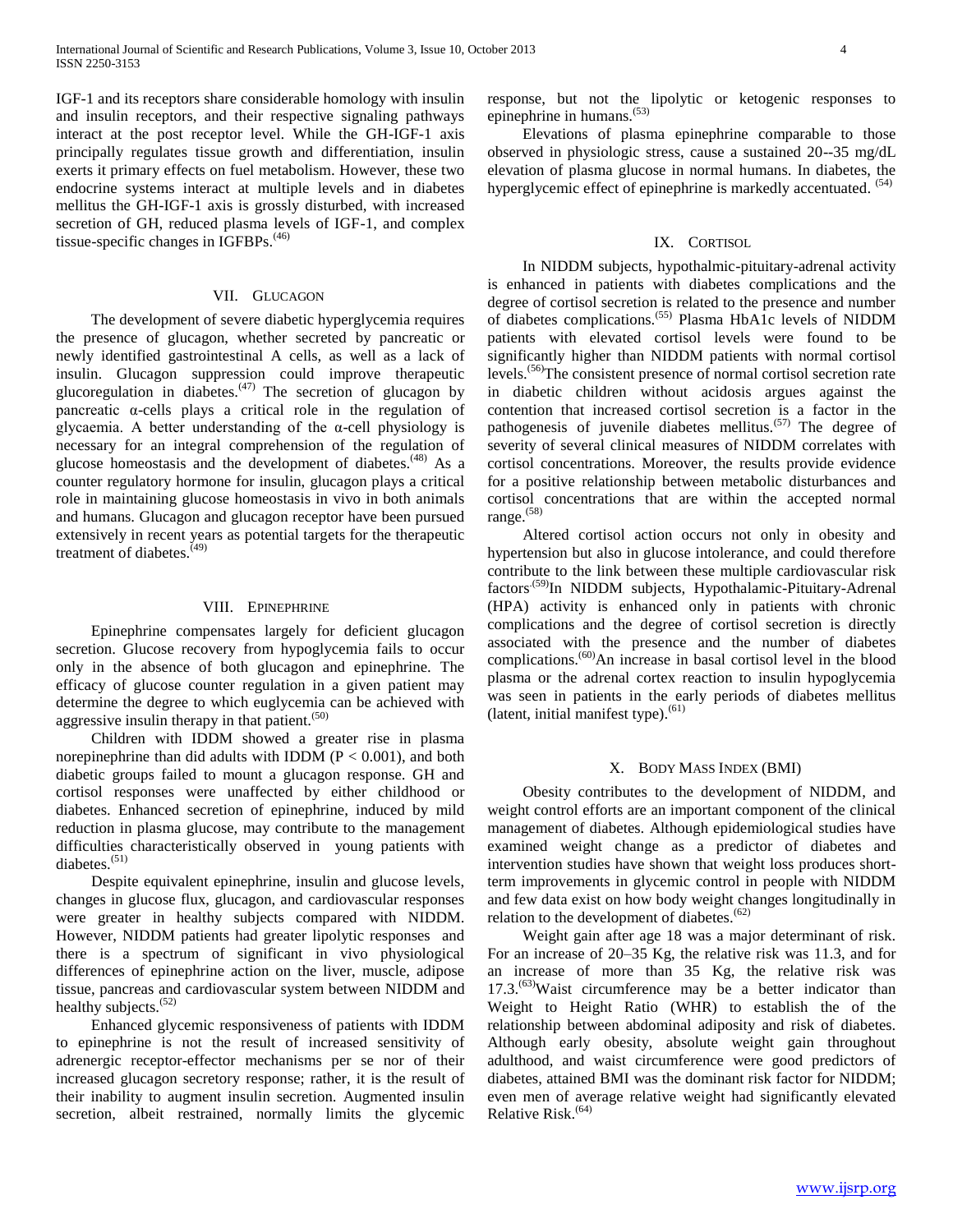IGF-1 and its receptors share considerable homology with insulin and insulin receptors, and their respective signaling pathways interact at the post receptor level. While the GH-IGF-1 axis principally regulates tissue growth and differentiation, insulin exerts it primary effects on fuel metabolism. However, these two endocrine systems interact at multiple levels and in diabetes mellitus the GH-IGF-1 axis is grossly disturbed, with increased secretion of GH, reduced plasma levels of IGF-1, and complex tissue-specific changes in IGFBPs.[46]

## VII. Glucagon

The development of severe diabetic hyperglycemia requires the presence of glucagon, whether secreted by pancreatic or newly identified gastrointestinal A cells, as well as a lack of insulin. Glucagon suppression could improve therapeutic glucoregulation in diabetes.[47] The secretion of glucagon by pancreatic α-cells plays a critical role in the regulation of glycaemia. A better understanding of the α-cell physiology is necessary for an integral comprehension of the regulation of glucose homeostasis and the development of diabetes.[48] As a counter regulatory hormone for insulin, glucagon plays a critical role in maintaining glucose homeostasis in vivo in both animals and humans. Glucagon and glucagon receptor have been pursued extensively in recent years as potential targets for the therapeutic treatment of diabetes.[49]

## VIII. Epinephrine

Epinephrine compensates largely for deficient glucagon secretion. Glucose recovery from hypoglycemia fails to occur only in the absence of both glucagon and epinephrine. The efficacy of glucose counter regulation in a given patient may determine the degree to which euglycemia can be achieved with aggressive insulin therapy in that patient.[50]

Children with IDDM showed a greater rise in plasma norepinephrine than did adults with IDDM ($P < 0.001$), and both diabetic groups failed to mount a glucagon response. GH and cortisol responses were unaffected by either childhood or diabetes. Enhanced secretion of epinephrine, induced by mild reduction in plasma glucose, may contribute to the management difficulties characteristically observed in young patients with diabetes.[51]

Despite equivalent epinephrine, insulin and glucose levels, changes in glucose flux, glucagon, and cardiovascular responses were greater in healthy subjects compared with NIDDM. However, NIDDM patients had greater lipolytic responses and there is a spectrum of significant in vivo physiological differences of epinephrine action on the liver, muscle, adipose tissue, pancreas and cardiovascular system between NIDDM and healthy subjects.[52]

Enhanced glycemic responsiveness of patients with IDDM to epinephrine is not the result of increased sensitivity of adrenergic receptor-effector mechanisms per se nor of their increased glucagon secretory response; rather, it is the result of their inability to augment insulin secretion. Augmented insulin secretion, albeit restrained, normally limits the glycemic response, but not the lipolytic or ketogenic responses to epinephrine in humans.[53]

Elevations of plasma epinephrine comparable to those observed in physiologic stress, cause a sustained 20--35 mg/dL elevation of plasma glucose in normal humans. In diabetes, the hyperglycemic effect of epinephrine is markedly accentuated. [54]

## IX. Cortisol

In NIDDM subjects, hypothalmic-pituitary-adrenal activity is enhanced in patients with diabetes complications and the degree of cortisol secretion is related to the presence and number of diabetes complications.[55] Plasma HbA1c levels of NIDDM patients with elevated cortisol levels were found to be significantly higher than NIDDM patients with normal cortisol levels.[56]The consistent presence of normal cortisol secretion rate in diabetic children without acidosis argues against the contention that increased cortisol secretion is a factor in the pathogenesis of juvenile diabetes mellitus.[57] The degree of severity of several clinical measures of NIDDM correlates with cortisol concentrations. Moreover, the results provide evidence for a positive relationship between metabolic disturbances and cortisol concentrations that are within the accepted normal range.[58]

Altered cortisol action occurs not only in obesity and hypertension but also in glucose intolerance, and could therefore contribute to the link between these multiple cardiovascular risk factors[59]In NIDDM subjects, Hypothalamic-Pituitary-Adrenal (HPA) activity is enhanced only in patients with chronic complications and the degree of cortisol secretion is directly associated with the presence and the number of diabetes complications.[60]An increase in basal cortisol level in the blood plasma or the adrenal cortex reaction to insulin hypoglycemia was seen in patients in the early periods of diabetes mellitus (latent, initial manifest type).[61]

## X. Body Mass Index (BMI)

Obesity contributes to the development of NIDDM, and weight control efforts are an important component of the clinical management of diabetes. Although epidemiological studies have examined weight change as a predictor of diabetes and intervention studies have shown that weight loss produces short-term improvements in glycemic control in people with NIDDM and few data exist on how body weight changes longitudinally in relation to the development of diabetes.[62]

Weight gain after age 18 was a major determinant of risk. For an increase of 20–35 Kg, the relative risk was 11.3, and for an increase of more than 35 Kg, the relative risk was 17.3.[63]Waist circumference may be a better indicator than Weight to Height Ratio (WHR) to establish the of the relationship between abdominal adiposity and risk of diabetes. Although early obesity, absolute weight gain throughout adulthood, and waist circumference were good predictors of diabetes, attained BMI was the dominant risk factor for NIDDM; even men of average relative weight had significantly elevated Relative Risk.[64]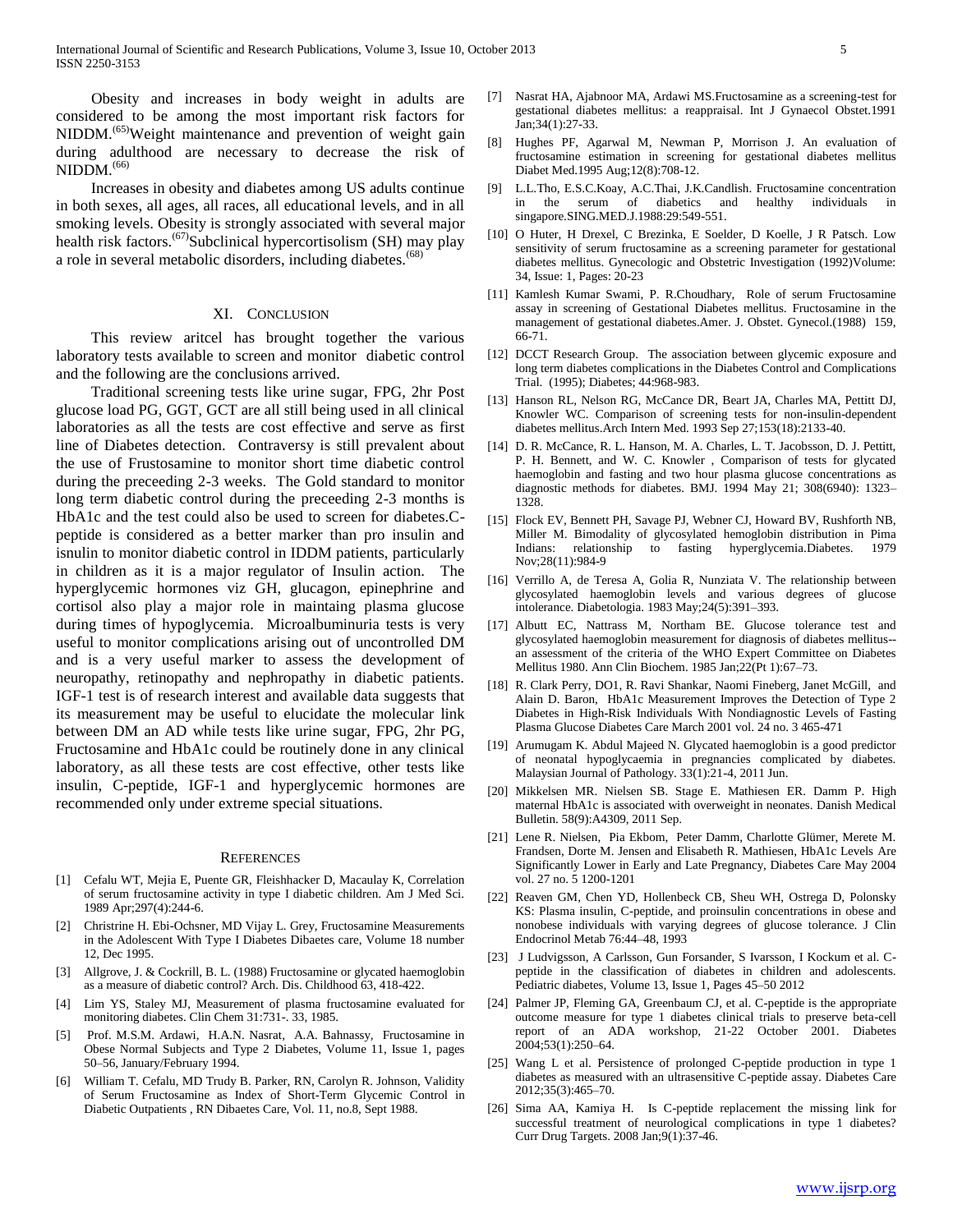Obesity and increases in body weight in adults are considered to be among the most important risk factors for NIDDM.[65] Weight maintenance and prevention of weight gain during adulthood are necessary to decrease the risk of NIDDM.[66]

Increases in obesity and diabetes among US adults continue in both sexes, all ages, all races, all educational levels, and in all smoking levels. Obesity is strongly associated with several major health risk factors.[67] Subclinical hypercortisolism (SH) may play a role in several metabolic disorders, including diabetes.[68]

## XI. Conclusion

This review aritcel has brought together the various laboratory tests available to screen and monitor diabetic control and the following are the conclusions arrived.

Traditional screening tests like urine sugar, FPG, 2hr Post glucose load PG, GGT, GCT are all still being used in all clinical laboratories as all the tests are cost effective and serve as first line of Diabetes detection. Contraversy is still prevalent about the use of Frustosamine to monitor short time diabetic control during the preceeding 2-3 weeks. The Gold standard to monitor long term diabetic control during the preceeding 2-3 months is HbA1c and the test could also be used to screen for diabetes.C-peptide is considered as a better marker than pro insulin and isnulin to monitor diabetic control in IDDM patients, particularly in children as it is a major regulator of Insulin action. The hyperglycemic hormones viz GH, glucagon, epinephrine and cortisol also play a major role in maintaing plasma glucose during times of hypoglycemia. Microalbuminuria tests is very useful to monitor complications arising out of uncontrolled DM and is a very useful marker to assess the development of neuropathy, retinopathy and nephropathy in diabetic patients. IGF-1 test is of research interest and available data suggests that its measurement may be useful to elucidate the molecular link between DM an AD while tests like urine sugar, FPG, 2hr PG, Fructosamine and HbA1c could be routinely done in any clinical laboratory, as all these tests are cost effective, other tests like insulin, C-peptide, IGF-1 and hyperglycemic hormones are recommended only under extreme special situations.

## References

[1] Cefalu WT, Mejia E, Puente GR, Fleishhacker D, Macaulay K, Correlation of serum fructosamine activity in type I diabetic children. Am J Med Sci. 1989 Apr;297(4):244-6.

[2] Christrine H. Ebi-Ochsner, MD Vijay L. Grey, Fructosamine Measurements in the Adolescent With Type I Diabetes Dibaetes care, Volume 18 number 12, Dec 1995.

[3] Allgrove, J. & Cockrill, B. L. (1988) Fructosamine or glycated haemoglobin as a measure of diabetic control? Arch. Dis. Childhood 63, 418-422.

[4] Lim YS, Staley MJ, Measurement of plasma fructosamine evaluated for monitoring diabetes. Clin Chem 31:731-. 33, 1985.

[5] Prof. M.S.M. Ardawi, H.A.N. Nasrat, A.A. Bahnassy, Fructosamine in Obese Normal Subjects and Type 2 Diabetes, Volume 11, Issue 1, pages 50–56, January/February 1994.

[6] William T. Cefalu, MD Trudy B. Parker, RN, Carolyn R. Johnson, Validity of Serum Fructosamine as Index of Short-Term Glycemic Control in Diabetic Outpatients , RN Dibaetes Care, Vol. 11, no.8, Sept 1988.

[7] Nasrat HA, Ajabnoor MA, Ardawi MS.Fructosamine as a screening-test for gestational diabetes mellitus: a reappraisal. Int J Gynaecol Obstet.1991 Jan;34(1):27-33.

[8] Hughes PF, Agarwal M, Newman P, Morrison J. An evaluation of fructosamine estimation in screening for gestational diabetes mellitus Diabet Med.1995 Aug;12(8):708-12.

[9] L.L.Tho, E.S.C.Koay, A.C.Thai, J.K.Candlish. Fructosamine concentration in the serum of diabetics and healthy individuals in singapore.SING.MED.J.1988:29:549-551.

[10] O Huter, H Drexel, C Brezinka, E Soelder, D Koelle, J R Patsch. Low sensitivity of serum fructosamine as a screening parameter for gestational diabetes mellitus. Gynecologic and Obstetric Investigation (1992)Volume: 34, Issue: 1, Pages: 20-23

[11] Kamlesh Kumar Swami, P. R.Choudhary, Role of serum Fructosamine assay in screening of Gestational Diabetes mellitus. Fructosamine in the management of gestational diabetes.Amer. J. Obstet. Gynecol.(1988) 159, 66-71.

[12] DCCT Research Group. The association between glycemic exposure and long term diabetes complications in the Diabetes Control and Complications Trial. (1995); Diabetes; 44:968-983.

[13] Hanson RL, Nelson RG, McCance DR, Beart JA, Charles MA, Pettitt DJ, Knowler WC. Comparison of screening tests for non-insulin-dependent diabetes mellitus.Arch Intern Med. 1993 Sep 27;153(18):2133-40.

[14] D. R. McCance, R. L. Hanson, M. A. Charles, L. T. Jacobsson, D. J. Pettitt, P. H. Bennett, and W. C. Knowler , Comparison of tests for glycated haemoglobin and fasting and two hour plasma glucose concentrations as diagnostic methods for diabetes. BMJ. 1994 May 21; 308(6940): 1323–1328.

[15] Flock EV, Bennett PH, Savage PJ, Webner CJ, Howard BV, Rushforth NB, Miller M. Bimodality of glycosylated hemoglobin distribution in Pima Indians: relationship to fasting hyperglycemia.Diabetes. 1979 Nov;28(11):984-9

[16] Verrillo A, de Teresa A, Golia R, Nunziata V. The relationship between glycosylated haemoglobin levels and various degrees of glucose intolerance. Diabetologia. 1983 May;24(5):391–393.

[17] Albutt EC, Nattrass M, Northam BE. Glucose tolerance test and glycosylated haemoglobin measurement for diagnosis of diabetes mellitus--an assessment of the criteria of the WHO Expert Committee on Diabetes Mellitus 1980. Ann Clin Biochem. 1985 Jan;22(Pt 1):67–73.

[18] R. Clark Perry, DO1, R. Ravi Shankar, Naomi Fineberg, Janet McGill, and Alain D. Baron, HbA1c Measurement Improves the Detection of Type 2 Diabetes in High-Risk Individuals With Nondiagnostic Levels of Fasting Plasma Glucose Diabetes Care March 2001 vol. 24 no. 3 465-471

[19] Arumugam K. Abdul Majeed N. Glycated haemoglobin is a good predictor of neonatal hypoglycaemia in pregnancies complicated by diabetes. Malaysian Journal of Pathology. 33(1):21-4, 2011 Jun.

[20] Mikkelsen MR. Nielsen SB. Stage E. Mathiesen ER. Damm P. High maternal HbA1c is associated with overweight in neonates. Danish Medical Bulletin. 58(9):A4309, 2011 Sep.

[21] Lene R. Nielsen, Pia Ekbom, Peter Damm, Charlotte Glümer, Merete M. Frandsen, Dorte M. Jensen and Elisabeth R. Mathiesen, HbA1c Levels Are Significantly Lower in Early and Late Pregnancy, Diabetes Care May 2004 vol. 27 no. 5 1200-1201

[22] Reaven GM, Chen YD, Hollenbeck CB, Sheu WH, Ostrega D, Polonsky KS: Plasma insulin, C-peptide, and proinsulin concentrations in obese and nonobese individuals with varying degrees of glucose tolerance. J Clin Endocrinol Metab 76:44–48, 1993

[23] J Ludvigsson, A Carlsson, Gun Forsander, S Ivarsson, I Kockum et al. C-peptide in the classification of diabetes in children and adolescents. Pediatric diabetes, Volume 13, Issue 1, Pages 45–50 2012

[24] Palmer JP, Fleming GA, Greenbaum CJ, et al. C-peptide is the appropriate outcome measure for type 1 diabetes clinical trials to preserve beta-cell report of an ADA workshop, 21-22 October 2001. Diabetes 2004;53(1):250–64.

[25] Wang L et al. Persistence of prolonged C-peptide production in type 1 diabetes as measured with an ultrasensitive C-peptide assay. Diabetes Care 2012;35(3):465–70.

[26] Sima AA, Kamiya H. Is C-peptide replacement the missing link for successful treatment of neurological complications in type 1 diabetes? Curr Drug Targets. 2008 Jan;9(1):37-46.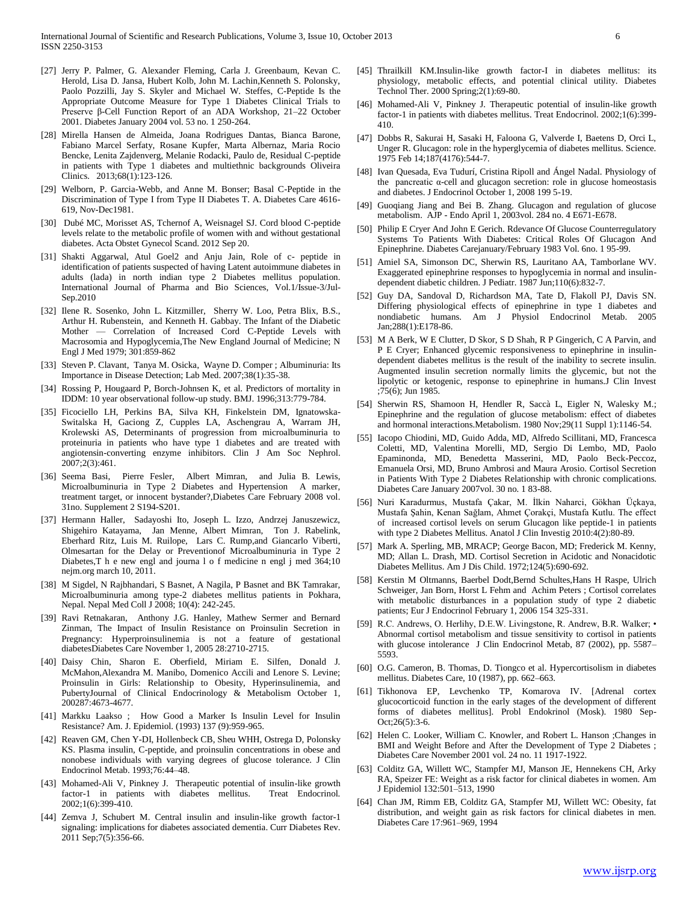[27] Jerry P. Palmer, G. Alexander Fleming, Carla J. Greenbaum, Kevan C. Herold, Lisa D. Jansa, Hubert Kolb, John M. Lachin,Kenneth S. Polonsky, Paolo Pozzilli, Jay S. Skyler and Michael W. Steffes, C-Peptide Is the Appropriate Outcome Measure for Type 1 Diabetes Clinical Trials to Preserve β-Cell Function Report of an ADA Workshop, 21–22 October 2001. Diabetes January 2004 vol. 53 no. 1 250-264.

[28] Mirella Hansen de Almeida, Joana Rodrigues Dantas, Bianca Barone, Fabiano Marcel Serfaty, Rosane Kupfer, Marta Albernaz, Maria Rocio Bencke, Lenita Zajdenverg, Melanie Rodacki, Paulo de, Residual C-peptide in patients with Type 1 diabetes and multiethnic backgrounds Oliveira Clinics. 2013;68(1):123-126.

[29] Welborn, P. Garcia-Webb, and Anne M. Bonser; Basal C-Peptide in the Discrimination of Type I from Type II Diabetes T. A. Diabetes Care 4616-619, Nov-Dec1981.

[30] Dubé MC, Morisset AS, Tchernof A, Weisnagel SJ. Cord blood C-peptide levels relate to the metabolic profile of women with and without gestational diabetes. Acta Obstet Gynecol Scand. 2012 Sep 20.

[31] Shakti Aggarwal, Atul Goel2 and Anju Jain, Role of c- peptide in identification of patients suspected of having Latent autoimmune diabetes in adults (lada) in north indian type 2 Diabetes mellitus population. International Journal of Pharma and Bio Sciences, Vol.1/Issue-3/Jul-Sep.2010

[32] Ilene R. Sosenko, John L. Kitzmiller, Sherry W. Loo, Petra Blix, B.S., Arthur H. Rubenstein, and Kenneth H. Gabbay. The Infant of the Diabetic Mother — Correlation of Increased Cord C-Peptide Levels with Macrosomia and Hypoglycemia,The New England Journal of Medicine; N Engl J Med 1979; 301:859-862

[33] Steven P. Clavant, Tanya M. Osicka, Wayne D. Comper ; Albuminuria: Its Importance in Disease Detection; Lab Med. 2007;38(1):35-38.

[34] Rossing P, Hougaard P, Borch-Johnsen K, et al. Predictors of mortality in IDDM: 10 year observational follow-up study. BMJ. 1996;313:779-784.

[35] Ficociello LH, Perkins BA, Silva KH, Finkelstein DM, Ignatowska-Switalska H, Gaciong Z, Cupples LA, Aschengrau A, Warram JH, Krolewski AS, Determinants of progression from microalbuminuria to proteinuria in patients who have type 1 diabetes and are treated with angiotensin-converting enzyme inhibitors. Clin J Am Soc Nephrol. 2007;2(3):461.

[36] Seema Basi, Pierre Fesler, Albert Mimran, and Julia B. Lewis, Microalbuminuria in Type 2 Diabetes and Hypertension A marker, treatment target, or innocent bystander?,Diabetes Care February 2008 vol. 31no. Supplement 2 S194-S201.

[37] Hermann Haller, Sadayoshi Ito, Joseph L. Izzo, Andrzej Januszewicz, Shigehiro Katayama, Jan Menne, Albert Mimran, Ton J. Rabelink, Eberhard Ritz, Luis M. Ruilope, Lars C. Rump,and Giancarlo Viberti, Olmesartan for the Delay or Preventionof Microalbuminuria in Type 2 Diabetes,T h e new engl and journa l o f medicine n engl j med 364;10 nejm.org march 10, 2011.

[38] M Sigdel, N Rajbhandari, S Basnet, A Nagila, P Basnet and BK Tamrakar, Microalbuminuria among type-2 diabetes mellitus patients in Pokhara, Nepal. Nepal Med Coll J 2008; 10(4): 242-245.

[39] Ravi Retnakaran, Anthony J.G. Hanley, Mathew Sermer and Bernard Zinman, The Impact of Insulin Resistance on Proinsulin Secretion in Pregnancy: Hyperproinsulinemia is not a feature of gestational diabetesDiabetes Care November 1, 2005 28:2710-2715.

[40] Daisy Chin, Sharon E. Oberfield, Miriam E. Silfen, Donald J. McMahon,Alexandra M. Manibo, Domenico Accili and Lenore S. Levine; Proinsulin in Girls: Relationship to Obesity, Hyperinsulinemia, and PubertyJournal of Clinical Endocrinology & Metabolism October 1, 200287:4673-4677.

[41] Markku Laakso ; How Good a Marker Is Insulin Level for Insulin Resistance? Am. J. Epidemiol. (1993) 137 (9):959-965.

[42] Reaven GM, Chen Y-DI, Hollenbeck CB, Sheu WHH, Ostrega D, Polonsky KS. Plasma insulin, C-peptide, and proinsulin concentrations in obese and nonobese individuals with varying degrees of glucose tolerance. J Clin Endocrinol Metab. 1993;76:44–48.

[43] Mohamed-Ali V, Pinkney J. Therapeutic potential of insulin-like growth factor-1 in patients with diabetes mellitus. Treat Endocrinol. 2002;1(6):399-410.

[44] Zemva J, Schubert M. Central insulin and insulin-like growth factor-1 signaling: implications for diabetes associated dementia. Curr Diabetes Rev. 2011 Sep;7(5):356-66.

[45] Thrailkill KM.Insulin-like growth factor-I in diabetes mellitus: its physiology, metabolic effects, and potential clinical utility. Diabetes Technol Ther. 2000 Spring;2(1):69-80.

[46] Mohamed-Ali V, Pinkney J. Therapeutic potential of insulin-like growth factor-1 in patients with diabetes mellitus. Treat Endocrinol. 2002;1(6):399-410.

[47] Dobbs R, Sakurai H, Sasaki H, Faloona G, Valverde I, Baetens D, Orci L, Unger R. Glucagon: role in the hyperglycemia of diabetes mellitus. Science. 1975 Feb 14;187(4176):544-7.

[48] Ivan Quesada, Eva Tudurí, Cristina Ripoll and Ángel Nadal. Physiology of the pancreatic α-cell and glucagon secretion: role in glucose homeostasis and diabetes. J Endocrinol October 1, 2008 199 5-19.

[49] Guoqiang Jiang and Bei B. Zhang. Glucagon and regulation of glucose metabolism. AJP - Endo April 1, 2003vol. 284 no. 4 E671-E678.

[50] Philip E Cryer And John E Gerich. Rdevance Of Glucose Counterregulatory Systems To Patients With Diabetes: Critical Roles Of Glucagon And Epinephrine. Diabetes Carejanuary/February 1983 Vol. 6no. 1 95-99.

[51] Amiel SA, Simonson DC, Sherwin RS, Lauritano AA, Tamborlane WV. Exaggerated epinephrine responses to hypoglycemia in normal and insulin-dependent diabetic children. J Pediatr. 1987 Jun;110(6):832-7.

[52] Guy DA, Sandoval D, Richardson MA, Tate D, Flakoll PJ, Davis SN. Differing physiological effects of epinephrine in type 1 diabetes and nondiabetic humans. Am J Physiol Endocrinol Metab. 2005 Jan;288(1):E178-86.

[53] M A Berk, W E Clutter, D Skor, S D Shah, R P Gingerich, C A Parvin, and P E Cryer; Enhanced glycemic responsiveness to epinephrine in insulin-dependent diabetes mellitus is the result of the inability to secrete insulin. Augmented insulin secretion normally limits the glycemic, but not the lipolytic or ketogenic, response to epinephrine in humans.J Clin Invest ;75(6); Jun 1985.

[54] Sherwin RS, Shamoon H, Hendler R, Saccà L, Eigler N, Walesky M.; Epinephrine and the regulation of glucose metabolism: effect of diabetes and hormonal interactions.Metabolism. 1980 Nov;29(11 Suppl 1):1146-54.

[55] Iacopo Chiodini, MD, Guido Adda, MD, Alfredo Scillitani, MD, Francesca Coletti, MD, Valentina Morelli, MD, Sergio Di Lembo, MD, Paolo Epaminonda, MD, Benedetta Masserini, MD, Paolo Beck-Peccoz, Emanuela Orsi, MD, Bruno Ambrosi and Maura Arosio. Cortisol Secretion in Patients With Type 2 Diabetes Relationship with chronic complications. Diabetes Care January 2007vol. 30 no. 1 83-88.

[56] Nuri Karadurmus, Mustafa Çakar, M. İlkin Naharci, Gökhan Üçkaya, Mustafa Şahin, Kenan Sağlam, Ahmet Çorakçi, Mustafa Kutlu. The effect of increased cortisol levels on serum Glucagon like peptide-1 in patients with type 2 Diabetes Mellitus. Anatol J Clin Investig 2010:4(2):80-89.

[57] Mark A. Sperling, MB, MRACP; George Bacon, MD; Frederick M. Kenny, MD; Allan L. Drash, MD. Cortisol Secretion in Acidotic and Nonacidotic Diabetes Mellitus. Am J Dis Child. 1972;124(5):690-692.

[58] Kerstin M Oltmanns, Baerbel Dodt,Bernd Schultes,Hans H Raspe, Ulrich Schweiger, Jan Born, Horst L Fehm and Achim Peters ; Cortisol correlates with metabolic disturbances in a population study of type 2 diabetic patients; Eur J Endocrinol February 1, 2006 154 325-331.

[59] R.C. Andrews, O. Herlihy, D.E.W. Livingstone, R. Andrew, B.R. Walker; • Abnormal cortisol metabolism and tissue sensitivity to cortisol in patients with glucose intolerance J Clin Endocrinol Metab, 87 (2002), pp. 5587–5593.

[60] O.G. Cameron, B. Thomas, D. Tiongco et al. Hypercortisolism in diabetes mellitus. Diabetes Care, 10 (1987), pp. 662–663.

[61] Tikhonova EP, Levchenko TP, Komarova IV. [Adrenal cortex glucocorticoid function in the early stages of the development of different forms of diabetes mellitus]. Probl Endokrinol (Mosk). 1980 Sep-Oct;26(5):3-6.

[62] Helen C. Looker, William C. Knowler, and Robert L. Hanson ;Changes in BMI and Weight Before and After the Development of Type 2 Diabetes ; Diabetes Care November 2001 vol. 24 no. 11 1917-1922.

[63] Colditz GA, Willett WC, Stampfer MJ, Manson JE, Hennekens CH, Arky RA, Speizer FE: Weight as a risk factor for clinical diabetes in women. Am J Epidemiol 132:501–513, 1990

[64] Chan JM, Rimm EB, Colditz GA, Stampfer MJ, Willett WC: Obesity, fat distribution, and weight gain as risk factors for clinical diabetes in men. Diabetes Care 17:961–969, 1994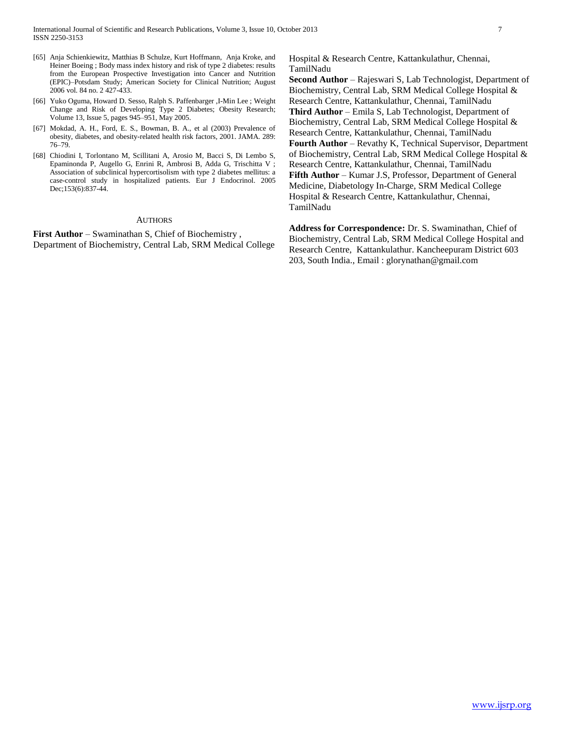[65] Anja Schienkiewitz, Matthias B Schulze, Kurt Hoffmann, Anja Kroke, and Heiner Boeing ; Body mass index history and risk of type 2 diabetes: results from the European Prospective Investigation into Cancer and Nutrition (EPIC)–Potsdam Study; American Society for Clinical Nutrition; August 2006 vol. 84 no. 2 427-433.

[66] Yuko Oguma, Howard D. Sesso, Ralph S. Paffenbarger ,I-Min Lee ; Weight Change and Risk of Developing Type 2 Diabetes; Obesity Research; Volume 13, Issue 5, pages 945–951, May 2005.

[67] Mokdad, A. H., Ford, E. S., Bowman, B. A., et al (2003) Prevalence of obesity, diabetes, and obesity-related health risk factors, 2001. JAMA. 289: 76–79.

[68] Chiodini I, Torlontano M, Scillitani A, Arosio M, Bacci S, Di Lembo S, Epaminonda P, Augello G, Enrini R, Ambrosi B, Adda G, Trischitta V ; Association of subclinical hypercortisolism with type 2 diabetes mellitus: a case-control study in hospitalized patients. Eur J Endocrinol. 2005 Dec;153(6):837-44.

## AUTHORS

**First Author** – Swaminathan S, Chief of Biochemistry , Department of Biochemistry, Central Lab, SRM Medical College Hospital & Research Centre, Kattankulathur, Chennai, TamilNadu

**Second Author** – Rajeswari S, Lab Technologist, Department of Biochemistry, Central Lab, SRM Medical College Hospital & Research Centre, Kattankulathur, Chennai, TamilNadu

**Third Author** – Emila S, Lab Technologist, Department of Biochemistry, Central Lab, SRM Medical College Hospital & Research Centre, Kattankulathur, Chennai, TamilNadu

**Fourth Author** – Revathy K, Technical Supervisor, Department of Biochemistry, Central Lab, SRM Medical College Hospital & Research Centre, Kattankulathur, Chennai, TamilNadu

**Fifth Author** – Kumar J.S, Professor, Department of General Medicine, Diabetology In-Charge, SRM Medical College Hospital & Research Centre, Kattankulathur, Chennai, TamilNadu

**Address for Correspondence:** Dr. S. Swaminathan, Chief of Biochemistry, Central Lab, SRM Medical College Hospital and Research Centre, Kattankulathur. Kancheepuram District 603 203, South India., Email : glorynathan@gmail.com